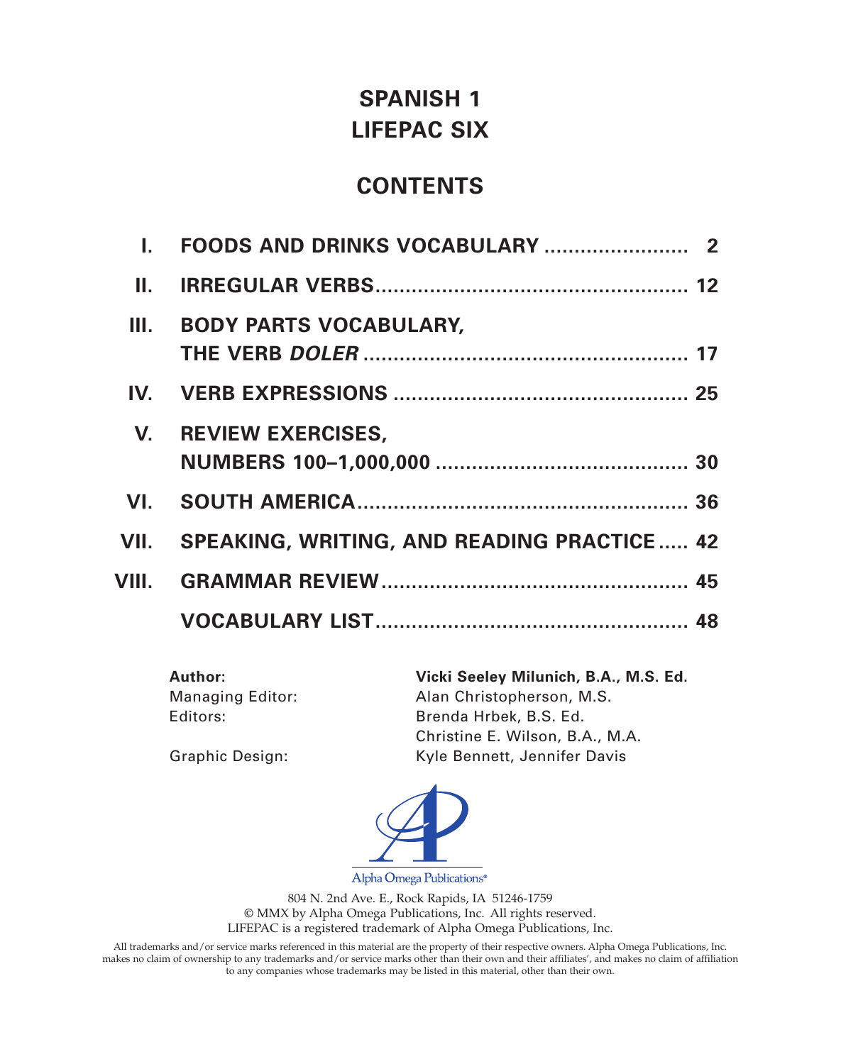# SPANISH 1
# LIFEPAC SIX

## CONTENTS

| | | |
|---|---|---|
| I. | FOODS AND DRINKS VOCABULARY | 2 |
| II. | IRREGULAR VERBS | 12 |
| III. | BODY PARTS VOCABULARY, THE VERB *DOLER* | 17 |
| IV. | VERB EXPRESSIONS | 25 |
| V. | REVIEW EXERCISES, NUMBERS 100–1,000,000 | 30 |
| VI. | SOUTH AMERICA | 36 |
| VII. | SPEAKING, WRITING, AND READING PRACTICE | 42 |
| VIII. | GRAMMAR REVIEW | 45 |
| | VOCABULARY LIST | 48 |

**Author:** **Vicki Seeley Milunich, B.A., M.S. Ed.**
Managing Editor: Alan Christopherson, M.S.
Editors: Brenda Hrbek, B.S. Ed.
Christine E. Wilson, B.A., M.A.
Graphic Design: Kyle Bennett, Jennifer Davis

Alpha Omega Publications®

804 N. 2nd Ave. E., Rock Rapids, IA 51246-1759
© MMX by Alpha Omega Publications, Inc. All rights reserved.
LIFEPAC is a registered trademark of Alpha Omega Publications, Inc.

All trademarks and/or service marks referenced in this material are the property of their respective owners. Alpha Omega Publications, Inc. makes no claim of ownership to any trademarks and/or service marks other than their own and their affiliates', and makes no claim of affiliation to any companies whose trademarks may be listed in this material, other than their own.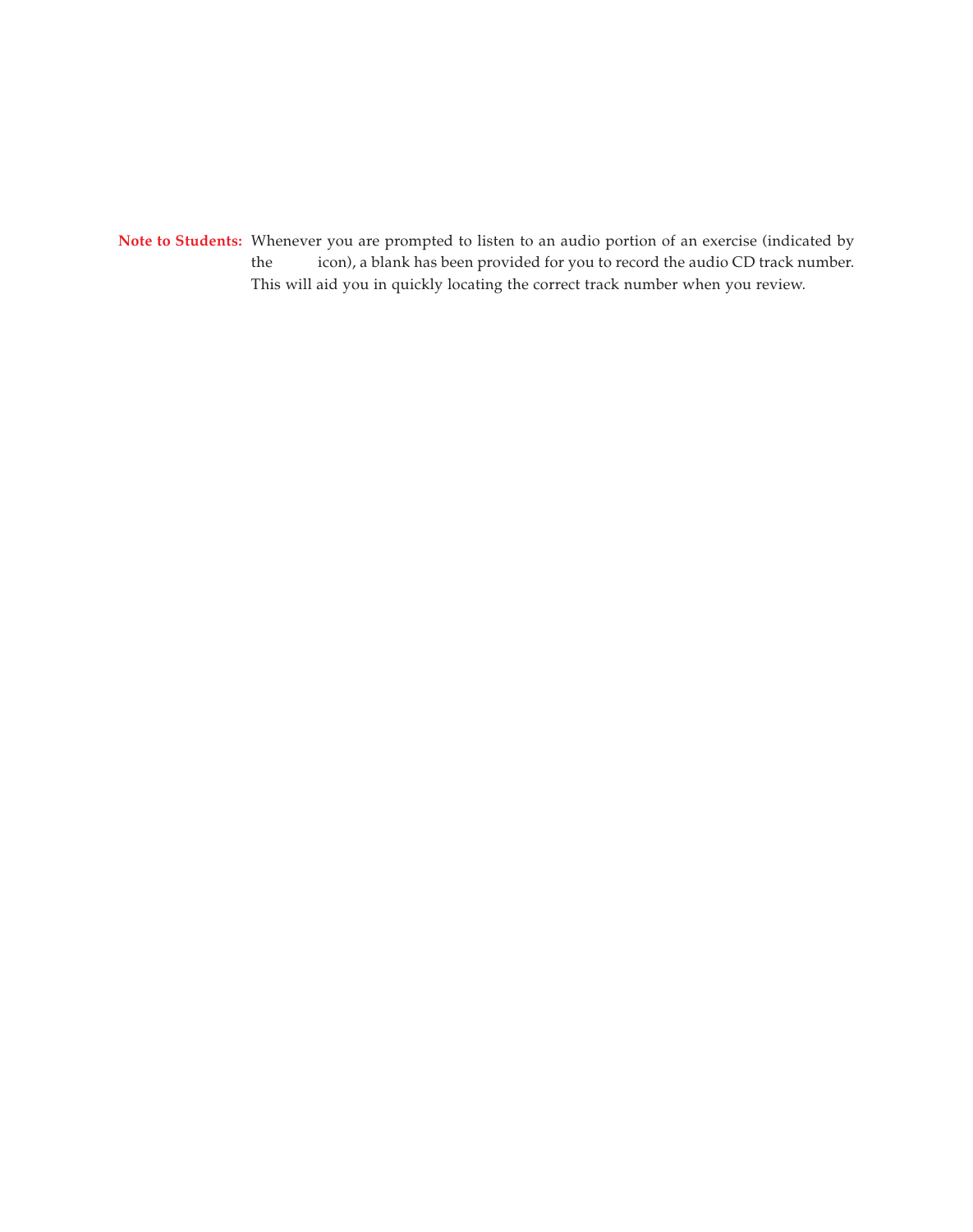**Note to Students:** Whenever you are prompted to listen to an audio portion of an exercise (indicated by the icon), a blank has been provided for you to record the audio CD track number. This will aid you in quickly locating the correct track number when you review.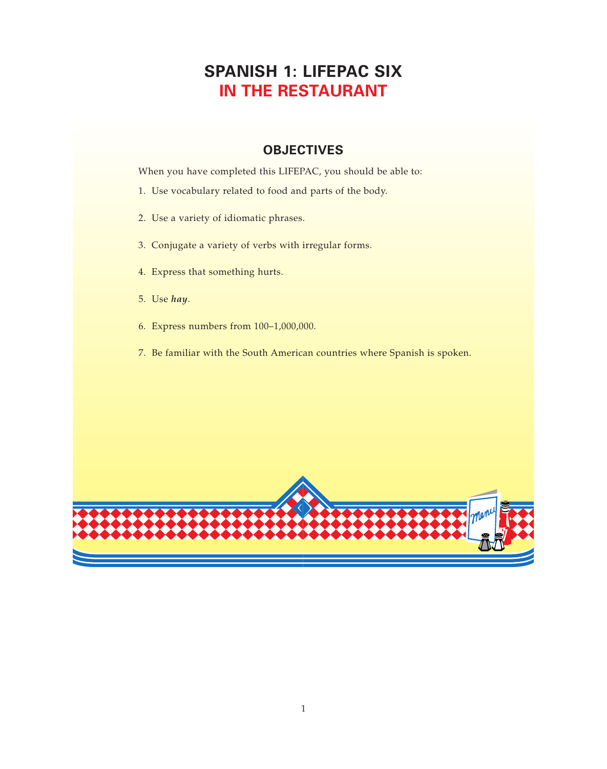# SPANISH 1: LIFEPAC SIX
# IN THE RESTAURANT

## OBJECTIVES

When you have completed this LIFEPAC, you should be able to:

1. Use vocabulary related to food and parts of the body.
2. Use a variety of idiomatic phrases.
3. Conjugate a variety of verbs with irregular forms.
4. Express that something hurts.
5. Use ***hay***.
6. Express numbers from 100–1,000,000.
7. Be familiar with the South American countries where Spanish is spoken.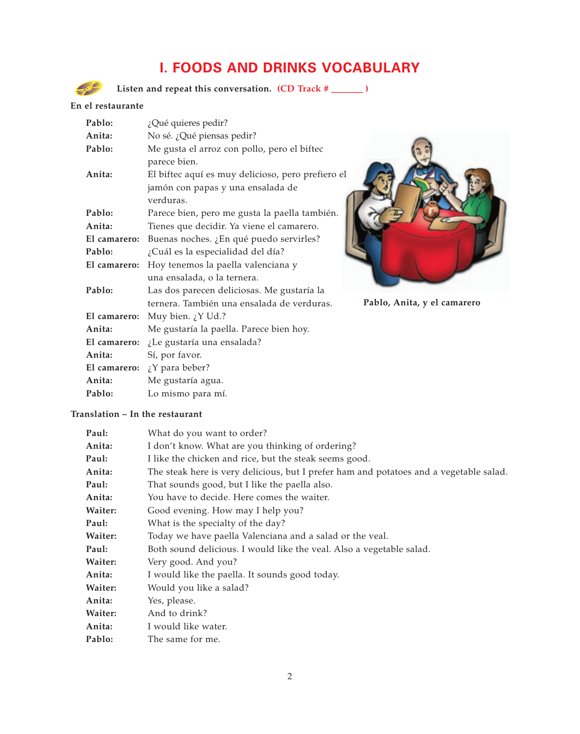# I. FOODS AND DRINKS VOCABULARY

**Listen and repeat this conversation. (CD Track # _______ )**

**En el restaurante**

**Pablo:** ¿Qué quieres pedir?
**Anita:** No sé. ¿Qué piensas pedir?
**Pablo:** Me gusta el arroz con pollo, pero el biftec parece bien.
**Anita:** El biftec aquí es muy delicioso, pero prefiero el jamón con papas y una ensalada de verduras.
**Pablo:** Parece bien, pero me gusta la paella también.
**Anita:** Tienes que decidir. Ya viene el camarero.
**El camarero:** Buenas noches. ¿En qué puedo servirles?
**Pablo:** ¿Cuál es la especialidad del día?
**El camarero:** Hoy tenemos la paella valenciana y una ensalada, o la ternera.
**Pablo:** Las dos parecen deliciosas. Me gustaría la ternera. También una ensalada de verduras.
**El camarero:** Muy bien. ¿Y Ud.?
**Anita:** Me gustaría la paella. Parece bien hoy.
**El camarero:** ¿Le gustaría una ensalada?
**Anita:** Sí, por favor.
**El camarero:** ¿Y para beber?
**Anita:** Me gustaría agua.
**Pablo:** Lo mismo para mí.

**Pablo, Anita, y el camarero**

**Translation – In the restaurant**

**Paul:** What do you want to order?
**Anita:** I don't know. What are you thinking of ordering?
**Paul:** I like the chicken and rice, but the steak seems good.
**Anita:** The steak here is very delicious, but I prefer ham and potatoes and a vegetable salad.
**Paul:** That sounds good, but I like the paella also.
**Anita:** You have to decide. Here comes the waiter.
**Waiter:** Good evening. How may I help you?
**Paul:** What is the specialty of the day?
**Waiter:** Today we have paella Valenciana and a salad or the veal.
**Paul:** Both sound delicious. I would like the veal. Also a vegetable salad.
**Waiter:** Very good. And you?
**Anita:** I would like the paella. It sounds good today.
**Waiter:** Would you like a salad?
**Anita:** Yes, please.
**Waiter:** And to drink?
**Anita:** I would like water.
**Pablo:** The same for me.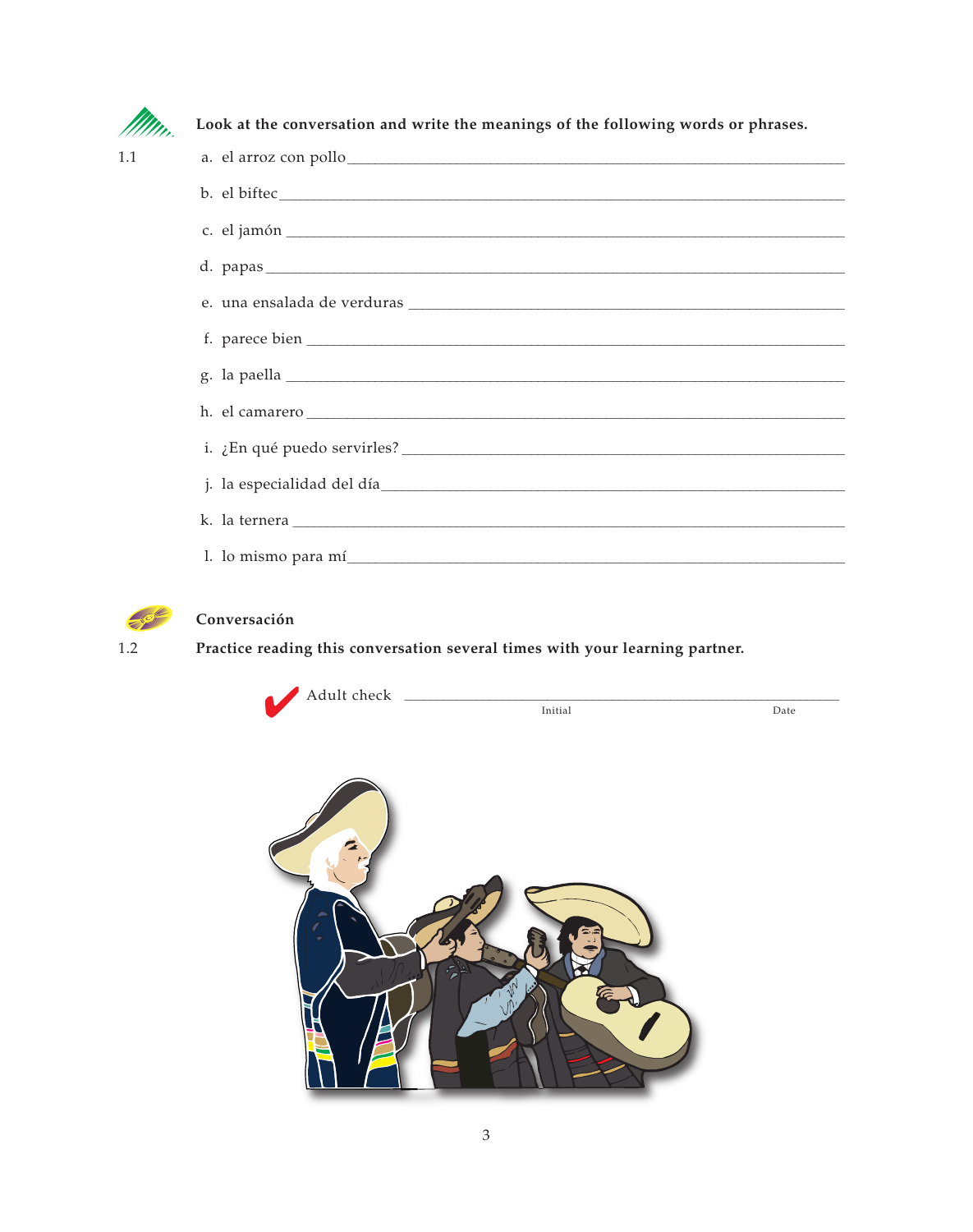**1.1** **Look at the conversation and write the meanings of the following words or phrases.**

a. el arroz con pollo ______________________________

b. el biftec ______________________________

c. el jamón ______________________________

d. papas ______________________________

e. una ensalada de verduras ______________________________

f. parece bien ______________________________

g. la paella ______________________________

h. el camarero ______________________________

i. ¿En qué puedo servirles? ______________________________

j. la especialidad del día ______________________________

k. la ternera ______________________________

l. lo mismo para mí ______________________________

**Conversación**

**1.2** **Practice reading this conversation several times with your learning partner.**

Adult check ______________________________
Initial Date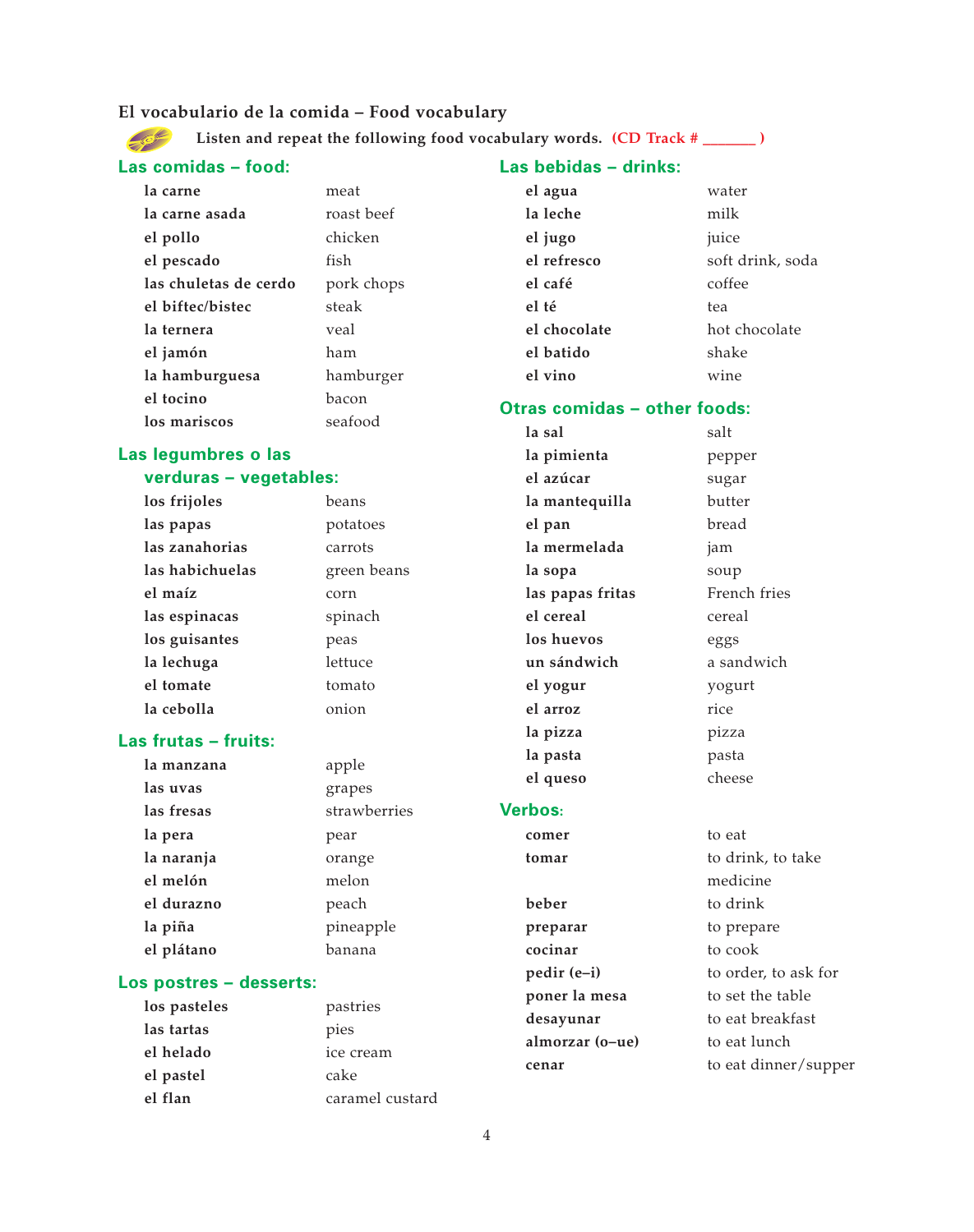## El vocabulario de la comida – Food vocabulary

Listen and repeat the following food vocabulary words. (CD Track # _______ )

### Las comidas – food:

| | |
|---|---|
| **la carne** | meat |
| **la carne asada** | roast beef |
| **el pollo** | chicken |
| **el pescado** | fish |
| **las chuletas de cerdo** | pork chops |
| **el biftec/bistec** | steak |
| **la ternera** | veal |
| **el jamón** | ham |
| **la hamburguesa** | hamburger |
| **el tocino** | bacon |
| **los mariscos** | seafood |

### Las legumbres o las verduras – vegetables:

| | |
|---|---|
| **los frijoles** | beans |
| **las papas** | potatoes |
| **las zanahorias** | carrots |
| **las habichuelas** | green beans |
| **el maíz** | corn |
| **las espinacas** | spinach |
| **los guisantes** | peas |
| **la lechuga** | lettuce |
| **el tomate** | tomato |
| **la cebolla** | onion |

### Las frutas – fruits:

| | |
|---|---|
| **la manzana** | apple |
| **las uvas** | grapes |
| **las fresas** | strawberries |
| **la pera** | pear |
| **la naranja** | orange |
| **el melón** | melon |
| **el durazno** | peach |
| **la piña** | pineapple |
| **el plátano** | banana |

### Los postres – desserts:

| | |
|---|---|
| **los pasteles** | pastries |
| **las tartas** | pies |
| **el helado** | ice cream |
| **el pastel** | cake |
| **el flan** | caramel custard |

### Las bebidas – drinks:

| | |
|---|---|
| **el agua** | water |
| **la leche** | milk |
| **el jugo** | juice |
| **el refresco** | soft drink, soda |
| **el café** | coffee |
| **el té** | tea |
| **el chocolate** | hot chocolate |
| **el batido** | shake |
| **el vino** | wine |

### Otras comidas – other foods:

| | |
|---|---|
| **la sal** | salt |
| **la pimienta** | pepper |
| **el azúcar** | sugar |
| **la mantequilla** | butter |
| **el pan** | bread |
| **la mermelada** | jam |
| **la sopa** | soup |
| **las papas fritas** | French fries |
| **el cereal** | cereal |
| **los huevos** | eggs |
| **un sándwich** | a sandwich |
| **el yogur** | yogurt |
| **el arroz** | rice |
| **la pizza** | pizza |
| **la pasta** | pasta |
| **el queso** | cheese |

### Verbos:

| | |
|---|---|
| **comer** | to eat |
| **tomar** | to drink, to take medicine |
| **beber** | to drink |
| **preparar** | to prepare |
| **cocinar** | to cook |
| **pedir (e–i)** | to order, to ask for |
| **poner la mesa** | to set the table |
| **desayunar** | to eat breakfast |
| **almorzar (o–ue)** | to eat lunch |
| **cenar** | to eat dinner/supper |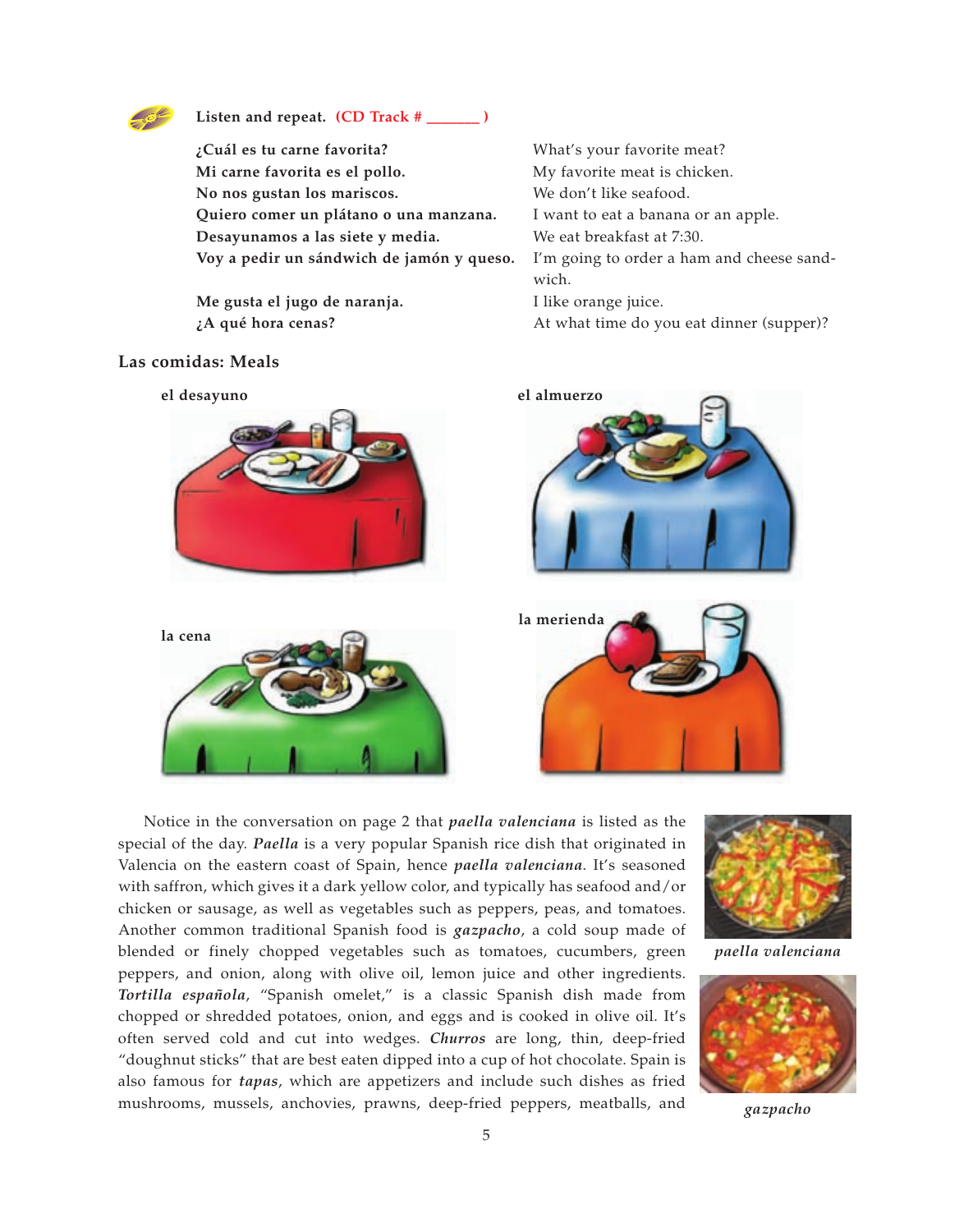**Listen and repeat.** (CD Track # _______ )

| | |
|---|---|
| **¿Cuál es tu carne favorita?** | What's your favorite meat? |
| **Mi carne favorita es el pollo.** | My favorite meat is chicken. |
| **No nos gustan los mariscos.** | We don't like seafood. |
| **Quiero comer un plátano o una manzana.** | I want to eat a banana or an apple. |
| **Desayunamos a las siete y media.** | We eat breakfast at 7:30. |
| **Voy a pedir un sándwich de jamón y queso.** | I'm going to order a ham and cheese sandwich. |
| **Me gusta el jugo de naranja.** | I like orange juice. |
| **¿A qué hora cenas?** | At what time do you eat dinner (supper)? |

## Las comidas: Meals

**el desayuno**

**el almuerzo**

**la cena**

**la merienda**

Notice in the conversation on page 2 that ***paella valenciana*** is listed as the special of the day. ***Paella*** is a very popular Spanish rice dish that originated in Valencia on the eastern coast of Spain, hence ***paella valenciana***. It's seasoned with saffron, which gives it a dark yellow color, and typically has seafood and/or chicken or sausage, as well as vegetables such as peppers, peas, and tomatoes. Another common traditional Spanish food is ***gazpacho***, a cold soup made of blended or finely chopped vegetables such as tomatoes, cucumbers, green peppers, and onion, along with olive oil, lemon juice and other ingredients. ***Tortilla española***, "Spanish omelet," is a classic Spanish dish made from chopped or shredded potatoes, onion, and eggs and is cooked in olive oil. It's often served cold and cut into wedges. ***Churros*** are long, thin, deep-fried "doughnut sticks" that are best eaten dipped into a cup of hot chocolate. Spain is also famous for ***tapas***, which are appetizers and include such dishes as fried mushrooms, mussels, anchovies, prawns, deep-fried peppers, meatballs, and

*paella valenciana*

*gazpacho*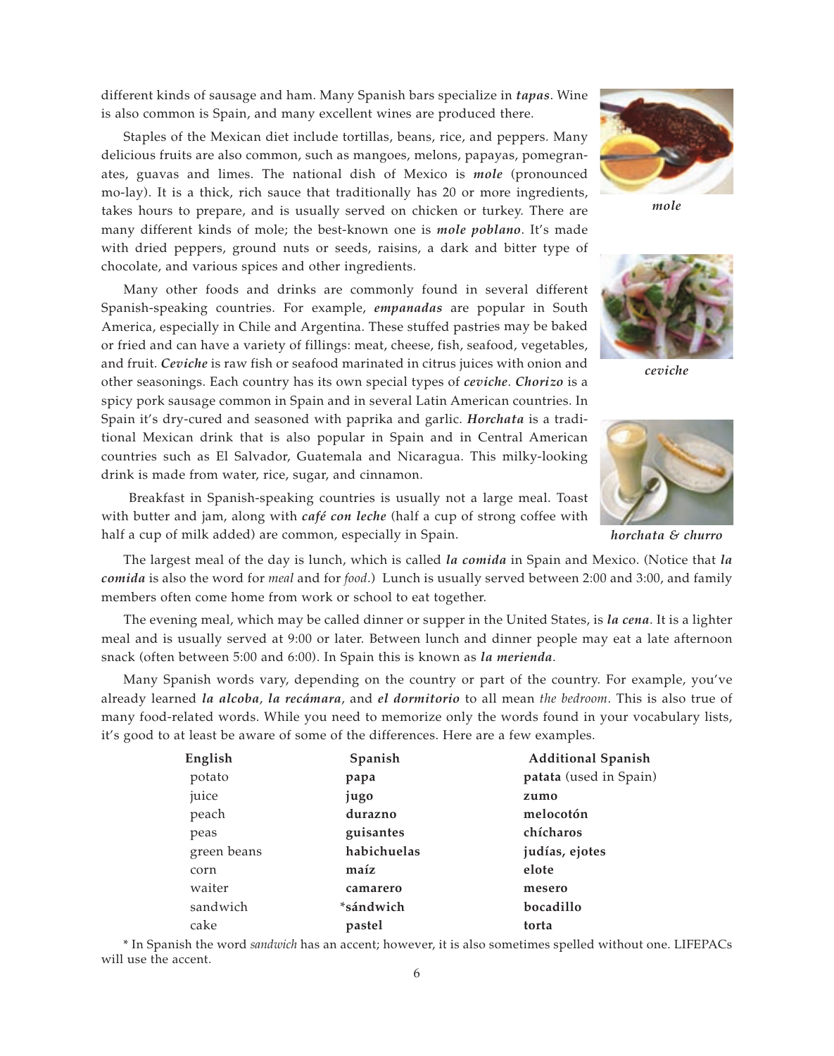different kinds of sausage and ham. Many Spanish bars specialize in ***tapas***. Wine is also common is Spain, and many excellent wines are produced there.

Staples of the Mexican diet include tortillas, beans, rice, and peppers. Many delicious fruits are also common, such as mangoes, melons, papayas, pomegranates, guavas and limes. The national dish of Mexico is ***mole*** (pronounced mo-lay). It is a thick, rich sauce that traditionally has 20 or more ingredients, takes hours to prepare, and is usually served on chicken or turkey. There are many different kinds of mole; the best-known one is ***mole poblano***. It's made with dried peppers, ground nuts or seeds, raisins, a dark and bitter type of chocolate, and various spices and other ingredients.

***mole***

Many other foods and drinks are commonly found in several different Spanish-speaking countries. For example, ***empanadas*** are popular in South America, especially in Chile and Argentina. These stuffed pastries may be baked or fried and can have a variety of fillings: meat, cheese, fish, seafood, vegetables, and fruit. ***Ceviche*** is raw fish or seafood marinated in citrus juices with onion and other seasonings. Each country has its own special types of ***ceviche***. ***Chorizo*** is a spicy pork sausage common in Spain and in several Latin American countries. In Spain it's dry-cured and seasoned with paprika and garlic. ***Horchata*** is a traditional Mexican drink that is also popular in Spain and in Central American countries such as El Salvador, Guatemala and Nicaragua. This milky-looking drink is made from water, rice, sugar, and cinnamon.

***ceviche***

***horchata & churro***

Breakfast in Spanish-speaking countries is usually not a large meal. Toast with butter and jam, along with ***café con leche*** (half a cup of strong coffee with half a cup of milk added) are common, especially in Spain.

The largest meal of the day is lunch, which is called ***la comida*** in Spain and Mexico. (Notice that ***la comida*** is also the word for *meal* and for *food*.) Lunch is usually served between 2:00 and 3:00, and family members often come home from work or school to eat together.

The evening meal, which may be called dinner or supper in the United States, is ***la cena***. It is a lighter meal and is usually served at 9:00 or later. Between lunch and dinner people may eat a late afternoon snack (often between 5:00 and 6:00). In Spain this is known as ***la merienda***.

Many Spanish words vary, depending on the country or part of the country. For example, you've already learned ***la alcoba***, ***la recámara***, and ***el dormitorio*** to all mean *the bedroom*. This is also true of many food-related words. While you need to memorize only the words found in your vocabulary lists, it's good to at least be aware of some of the differences. Here are a few examples.

| English | Spanish | Additional Spanish |
|---|---|---|
| potato | **papa** | **patata** (used in Spain) |
| juice | **jugo** | **zumo** |
| peach | **durazno** | **melocotón** |
| peas | **guisantes** | **chícharos** |
| green beans | **habichuelas** | **judías, ejotes** |
| corn | **maíz** | **elote** |
| waiter | **camarero** | **mesero** |
| sandwich | ***sándwich** | **bocadillo** |
| cake | **pastel** | **torta** |

\* In Spanish the word *sandwich* has an accent; however, it is also sometimes spelled without one. LIFEPACs will use the accent.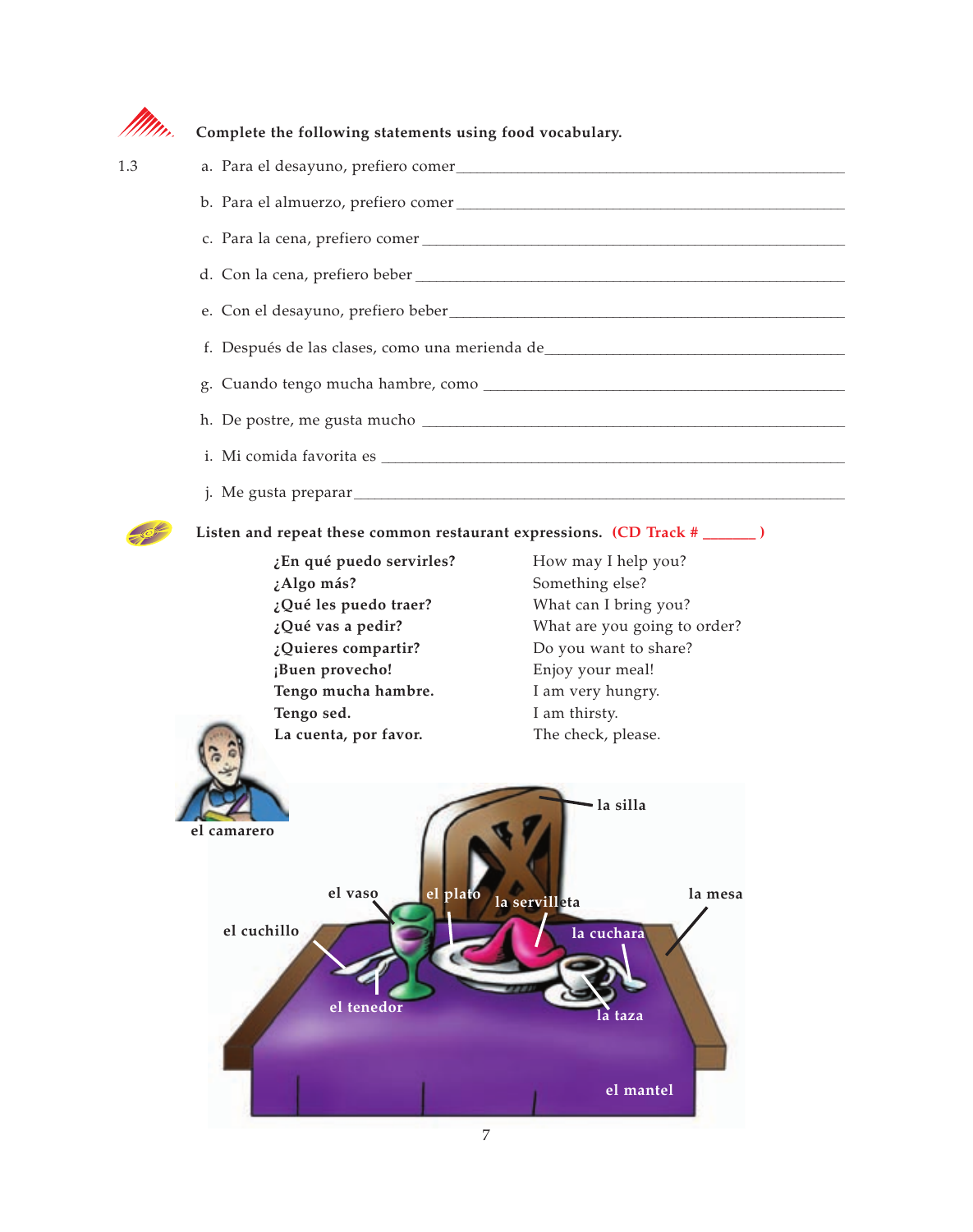**Complete the following statements using food vocabulary.**

1.3

a. Para el desayuno, prefiero comer ___________________________

b. Para el almuerzo, prefiero comer ___________________________

c. Para la cena, prefiero comer ___________________________

d. Con la cena, prefiero beber ___________________________

e. Con el desayuno, prefiero beber ___________________________

f. Después de las clases, como una merienda de ___________________________

g. Cuando tengo mucha hambre, como ___________________________

h. De postre, me gusta mucho ___________________________

i. Mi comida favorita es ___________________________

j. Me gusta preparar ___________________________

**Listen and repeat these common restaurant expressions. (CD Track # _______ )**

| | |
|---|---|
| **¿En qué puedo servirles?** | How may I help you? |
| **¿Algo más?** | Something else? |
| **¿Qué les puedo traer?** | What can I bring you? |
| **¿Qué vas a pedir?** | What are you going to order? |
| **¿Quieres compartir?** | Do you want to share? |
| **¡Buen provecho!** | Enjoy your meal! |
| **Tengo mucha hambre.** | I am very hungry. |
| **Tengo sed.** | I am thirsty. |
| **La cuenta, por favor.** | The check, please. |

el camarero

la silla

el vaso

el plato

la servilleta

la mesa

el cuchillo

la cuchara

el tenedor

la taza

el mantel